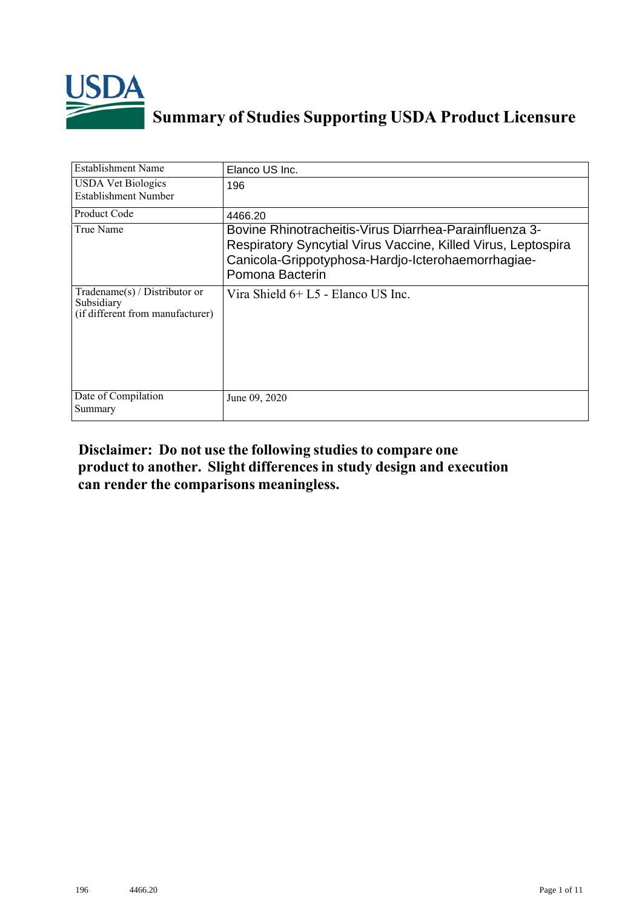# Summary of Studies Supporting USDA Product Licensure

| | |
|---|---|
| Establishment Name | Elanco US Inc. |
| USDA Vet Biologics Establishment Number | 196 |
| Product Code | 4466.20 |
| True Name | Bovine Rhinotracheitis-Virus Diarrhea-Parainfluenza 3-Respiratory Syncytial Virus Vaccine, Killed Virus, Leptospira Canicola-Grippotyphosa-Hardjo-Icterohaemorrhagiae-Pomona Bacterin |
| Tradename(s) / Distributor or Subsidiary (if different from manufacturer) | Vira Shield 6+ L5 - Elanco US Inc. |
| Date of Compilation Summary | June 09, 2020 |

**Disclaimer: Do not use the following studies to compare one product to another. Slight differences in study design and execution can render the comparisons meaningless.**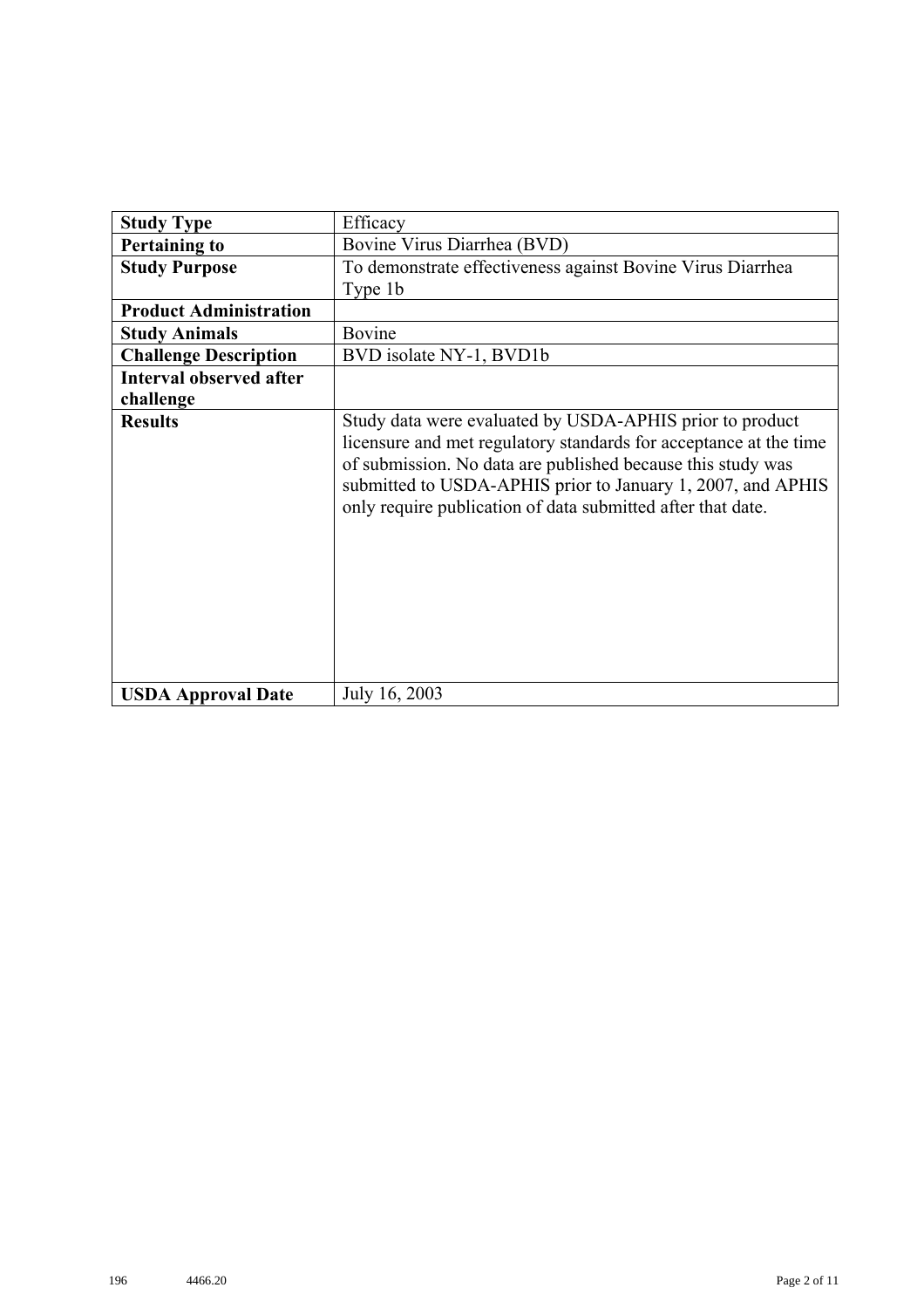| Study Type | Efficacy |
|---|---|
| **Pertaining to** | Bovine Virus Diarrhea (BVD) |
| **Study Purpose** | To demonstrate effectiveness against Bovine Virus Diarrhea Type 1b |
| **Product Administration** | |
| **Study Animals** | Bovine |
| **Challenge Description** | BVD isolate NY-1, BVD1b |
| **Interval observed after challenge** | |
| **Results** | Study data were evaluated by USDA-APHIS prior to product licensure and met regulatory standards for acceptance at the time of submission. No data are published because this study was submitted to USDA-APHIS prior to January 1, 2007, and APHIS only require publication of data submitted after that date. |
| **USDA Approval Date** | July 16, 2003 |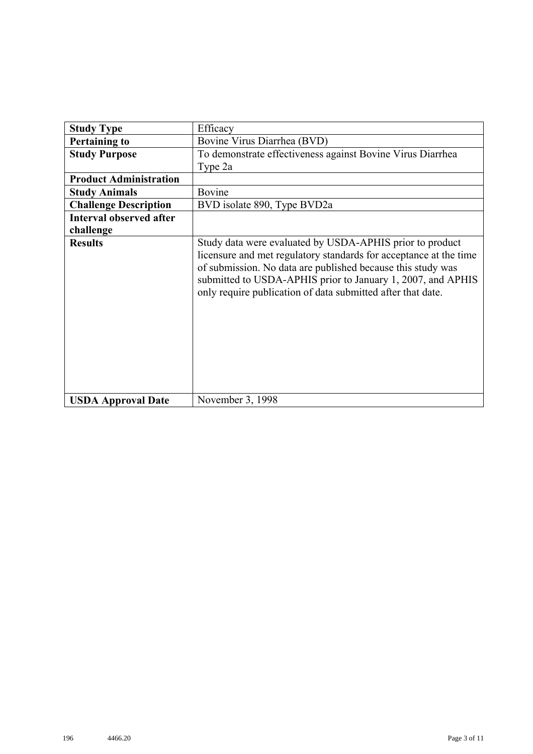| Study Type | Efficacy |
|---|---|
| **Pertaining to** | Bovine Virus Diarrhea (BVD) |
| **Study Purpose** | To demonstrate effectiveness against Bovine Virus Diarrhea Type 2a |
| **Product Administration** | |
| **Study Animals** | Bovine |
| **Challenge Description** | BVD isolate 890, Type BVD2a |
| **Interval observed after challenge** | |
| **Results** | Study data were evaluated by USDA-APHIS prior to product licensure and met regulatory standards for acceptance at the time of submission. No data are published because this study was submitted to USDA-APHIS prior to January 1, 2007, and APHIS only require publication of data submitted after that date. |
| **USDA Approval Date** | November 3, 1998 |

196 4466.20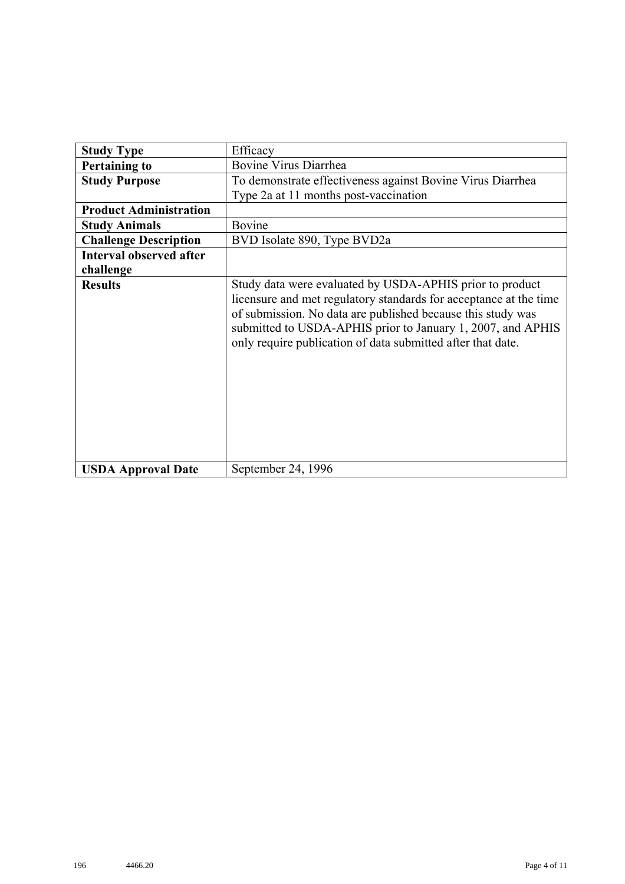| **Study Type** | Efficacy |
|---|---|
| **Pertaining to** | Bovine Virus Diarrhea |
| **Study Purpose** | To demonstrate effectiveness against Bovine Virus Diarrhea Type 2a at 11 months post-vaccination |
| **Product Administration** | |
| **Study Animals** | Bovine |
| **Challenge Description** | BVD Isolate 890, Type BVD2a |
| **Interval observed after challenge** | |
| **Results** | Study data were evaluated by USDA-APHIS prior to product licensure and met regulatory standards for acceptance at the time of submission. No data are published because this study was submitted to USDA-APHIS prior to January 1, 2007, and APHIS only require publication of data submitted after that date. |
| **USDA Approval Date** | September 24, 1996 |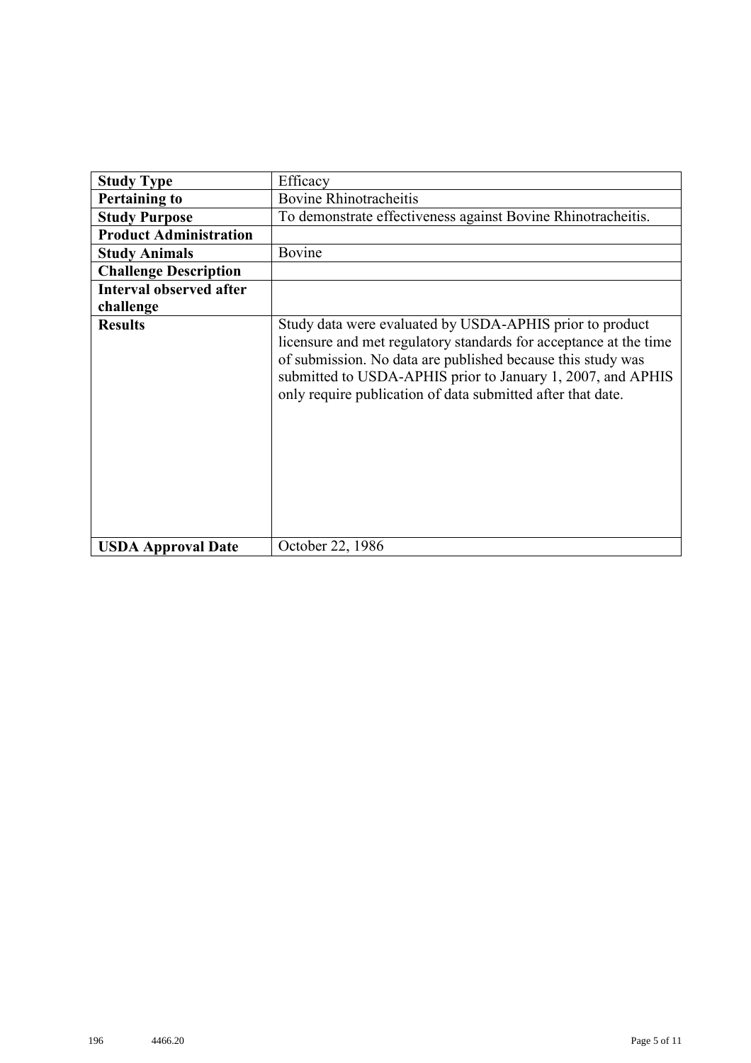| Study Type | Efficacy |
|---|---|
| **Pertaining to** | Bovine Rhinotracheitis |
| **Study Purpose** | To demonstrate effectiveness against Bovine Rhinotracheitis. |
| **Product Administration** | |
| **Study Animals** | Bovine |
| **Challenge Description** | |
| **Interval observed after challenge** | |
| **Results** | Study data were evaluated by USDA-APHIS prior to product licensure and met regulatory standards for acceptance at the time of submission. No data are published because this study was submitted to USDA-APHIS prior to January 1, 2007, and APHIS only require publication of data submitted after that date. |
| **USDA Approval Date** | October 22, 1986 |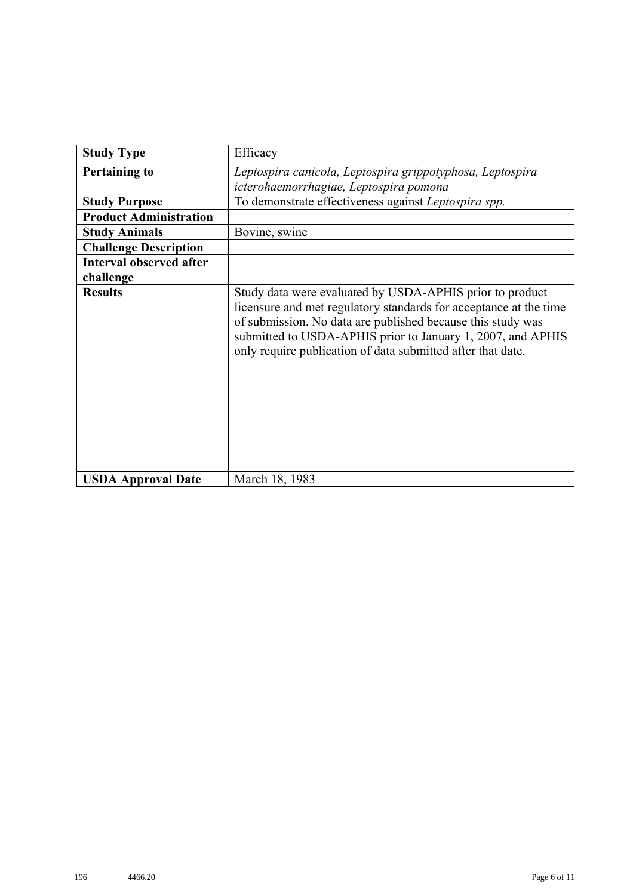| **Study Type** | Efficacy |
|---|---|
| **Pertaining to** | *Leptospira canicola, Leptospira grippotyphosa, Leptospira icterohaemorrhagiae, Leptospira pomona* |
| **Study Purpose** | To demonstrate effectiveness against *Leptospira spp.* |
| **Product Administration** | |
| **Study Animals** | Bovine, swine |
| **Challenge Description** | |
| **Interval observed after challenge** | |
| **Results** | Study data were evaluated by USDA-APHIS prior to product licensure and met regulatory standards for acceptance at the time of submission. No data are published because this study was submitted to USDA-APHIS prior to January 1, 2007, and APHIS only require publication of data submitted after that date. |
| **USDA Approval Date** | March 18, 1983 |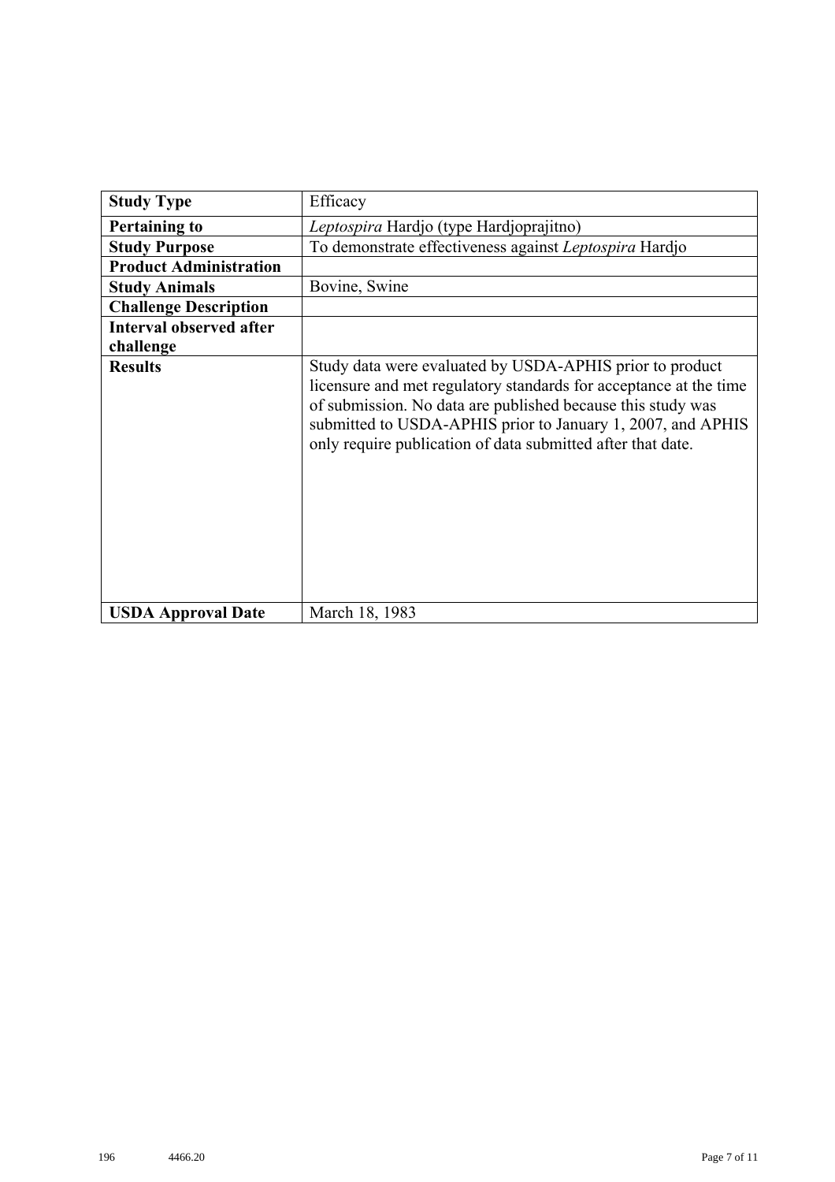| Study Type | Efficacy |
|---|---|
| **Pertaining to** | *Leptospira* Hardjo (type Hardjoprajitno) |
| **Study Purpose** | To demonstrate effectiveness against *Leptospira* Hardjo |
| **Product Administration** | |
| **Study Animals** | Bovine, Swine |
| **Challenge Description** | |
| **Interval observed after challenge** | |
| **Results** | Study data were evaluated by USDA-APHIS prior to product licensure and met regulatory standards for acceptance at the time of submission. No data are published because this study was submitted to USDA-APHIS prior to January 1, 2007, and APHIS only require publication of data submitted after that date. |
| **USDA Approval Date** | March 18, 1983 |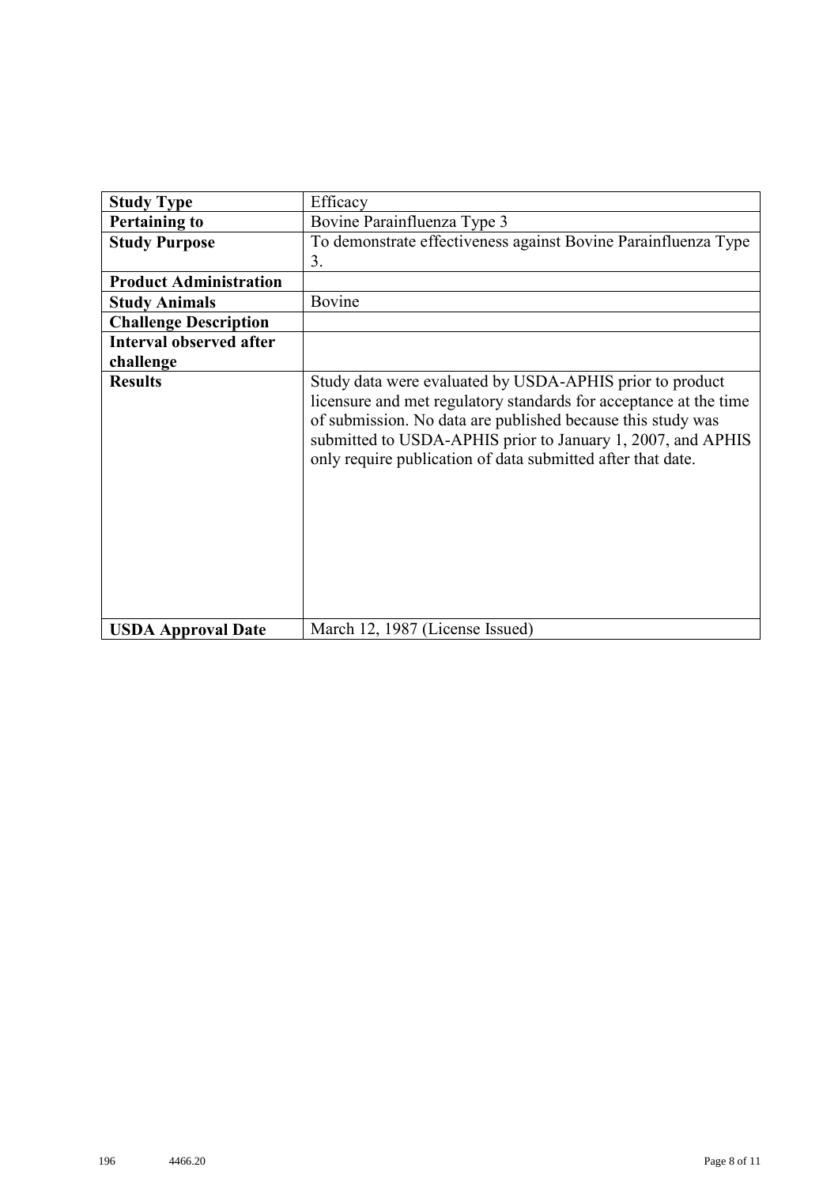| **Study Type** | Efficacy |
|---|---|
| **Pertaining to** | Bovine Parainfluenza Type 3 |
| **Study Purpose** | To demonstrate effectiveness against Bovine Parainfluenza Type 3. |
| **Product Administration** | |
| **Study Animals** | Bovine |
| **Challenge Description** | |
| **Interval observed after challenge** | |
| **Results** | Study data were evaluated by USDA-APHIS prior to product licensure and met regulatory standards for acceptance at the time of submission. No data are published because this study was submitted to USDA-APHIS prior to January 1, 2007, and APHIS only require publication of data submitted after that date. |
| **USDA Approval Date** | March 12, 1987 (License Issued) |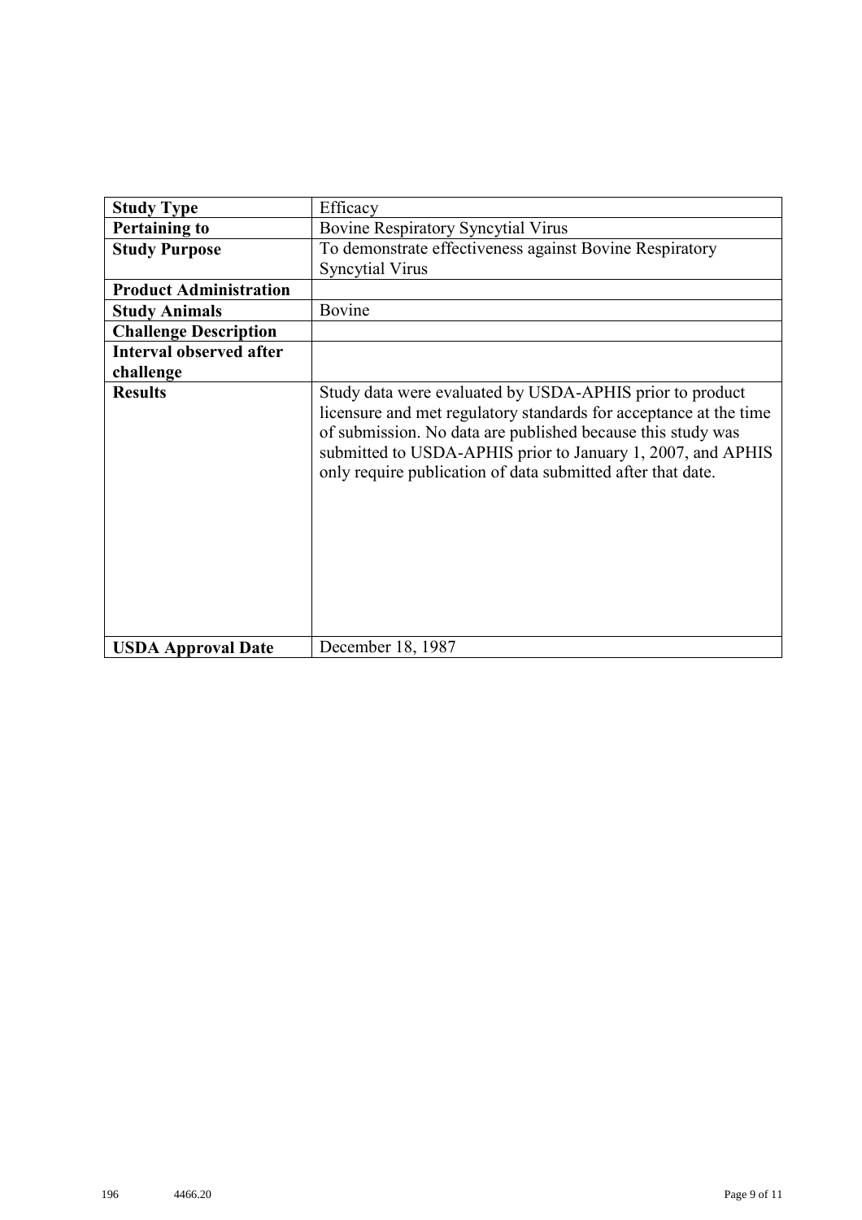| Study Type | Efficacy |
|---|---|
| **Pertaining to** | Bovine Respiratory Syncytial Virus |
| **Study Purpose** | To demonstrate effectiveness against Bovine Respiratory Syncytial Virus |
| **Product Administration** | |
| **Study Animals** | Bovine |
| **Challenge Description** | |
| **Interval observed after challenge** | |
| **Results** | Study data were evaluated by USDA-APHIS prior to product licensure and met regulatory standards for acceptance at the time of submission. No data are published because this study was submitted to USDA-APHIS prior to January 1, 2007, and APHIS only require publication of data submitted after that date. |
| **USDA Approval Date** | December 18, 1987 |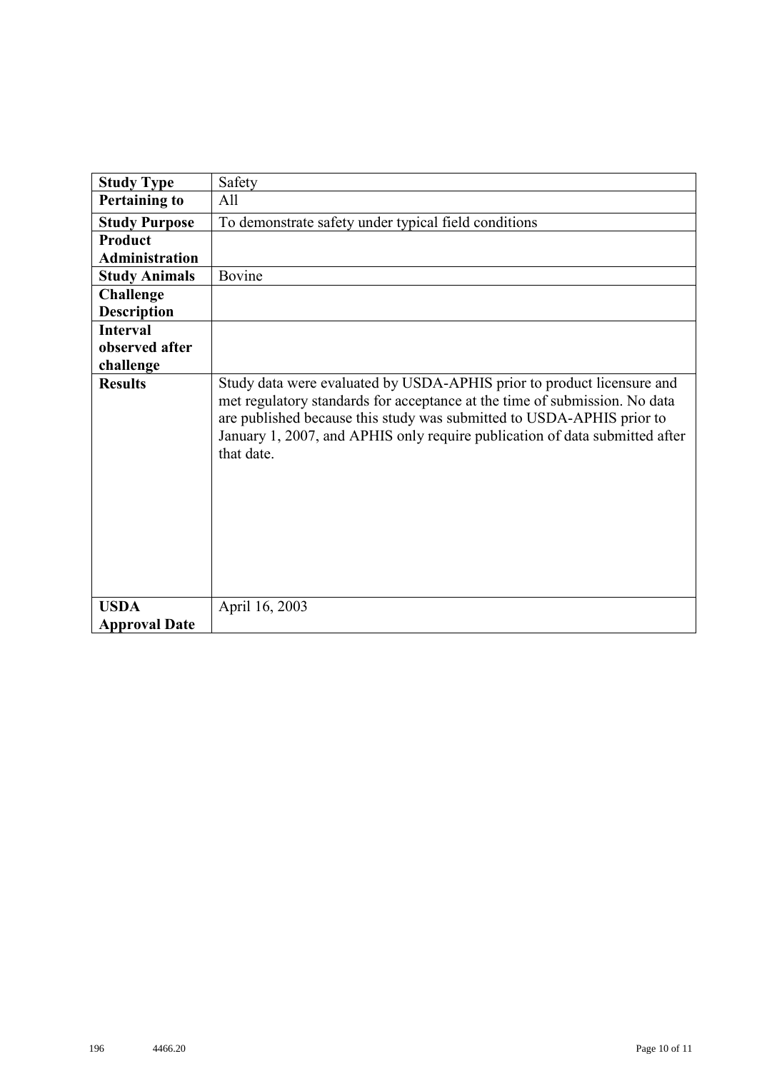| **Study Type** | Safety |
|---|---|
| **Pertaining to** | All |
| **Study Purpose** | To demonstrate safety under typical field conditions |
| **Product Administration** | |
| **Study Animals** | Bovine |
| **Challenge Description** | |
| **Interval observed after challenge** | |
| **Results** | Study data were evaluated by USDA-APHIS prior to product licensure and met regulatory standards for acceptance at the time of submission. No data are published because this study was submitted to USDA-APHIS prior to January 1, 2007, and APHIS only require publication of data submitted after that date. |
| **USDA Approval Date** | April 16, 2003 |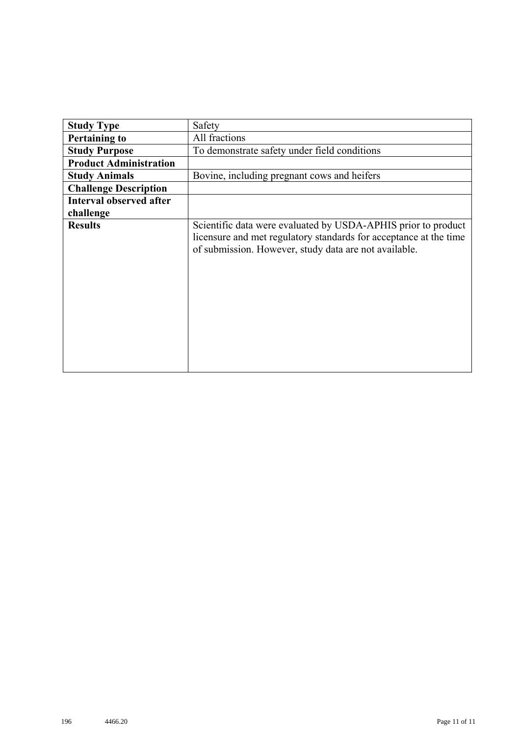| | |
|---|---|
| **Study Type** | Safety |
| **Pertaining to** | All fractions |
| **Study Purpose** | To demonstrate safety under field conditions |
| **Product Administration** | |
| **Study Animals** | Bovine, including pregnant cows and heifers |
| **Challenge Description** | |
| **Interval observed after challenge** | |
| **Results** | Scientific data were evaluated by USDA-APHIS prior to product licensure and met regulatory standards for acceptance at the time of submission. However, study data are not available. |